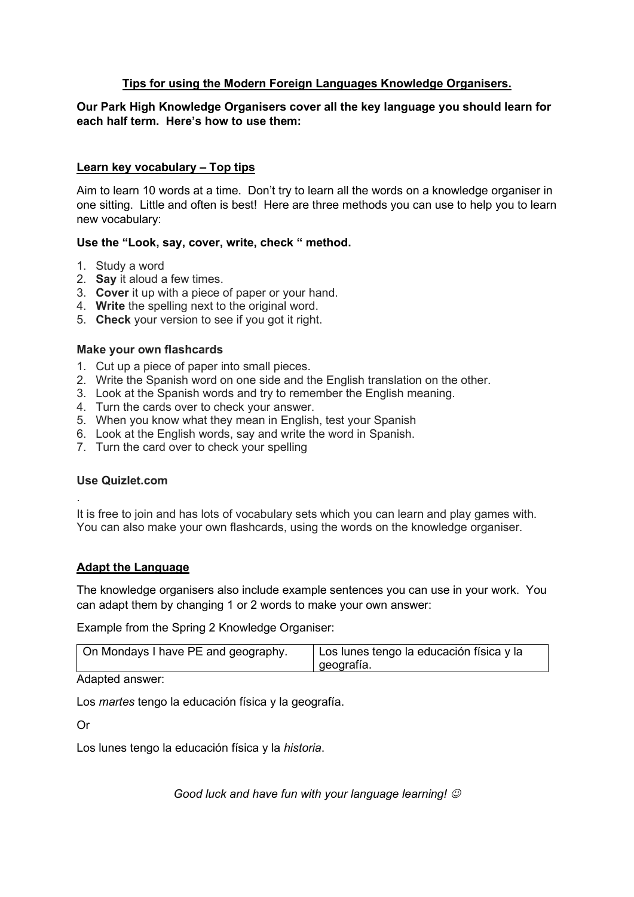# Tips for using the Modern Foreign Languages Knowledge Organisers.

**Our Park High Knowledge Organisers cover all the key language you should learn for each half term. Here's how to use them:**

## Learn key vocabulary – Top tips

Aim to learn 10 words at a time. Don't try to learn all the words on a knowledge organiser in one sitting. Little and often is best! Here are three methods you can use to help you to learn new vocabulary:

### Use the "Look, say, cover, write, check " method.

1. Study a word
2. **Say** it aloud a few times.
3. **Cover** it up with a piece of paper or your hand.
4. **Write** the spelling next to the original word.
5. **Check** your version to see if you got it right.

### Make your own flashcards

1. Cut up a piece of paper into small pieces.
2. Write the Spanish word on one side and the English translation on the other.
3. Look at the Spanish words and try to remember the English meaning.
4. Turn the cards over to check your answer.
5. When you know what they mean in English, test your Spanish
6. Look at the English words, say and write the word in Spanish.
7. Turn the card over to check your spelling

### Use Quizlet.com

.

It is free to join and has lots of vocabulary sets which you can learn and play games with. You can also make your own flashcards, using the words on the knowledge organiser.

## Adapt the Language

The knowledge organisers also include example sentences you can use in your work. You can adapt them by changing 1 or 2 words to make your own answer:

Example from the Spring 2 Knowledge Organiser:

| On Mondays I have PE and geography. | Los lunes tengo la educación física y la geografía. |
|---|---|

Adapted answer:

Los *martes* tengo la educación física y la geografía.

Or

Los lunes tengo la educación física y la *historia*.

*Good luck and have fun with your language learning!* ☺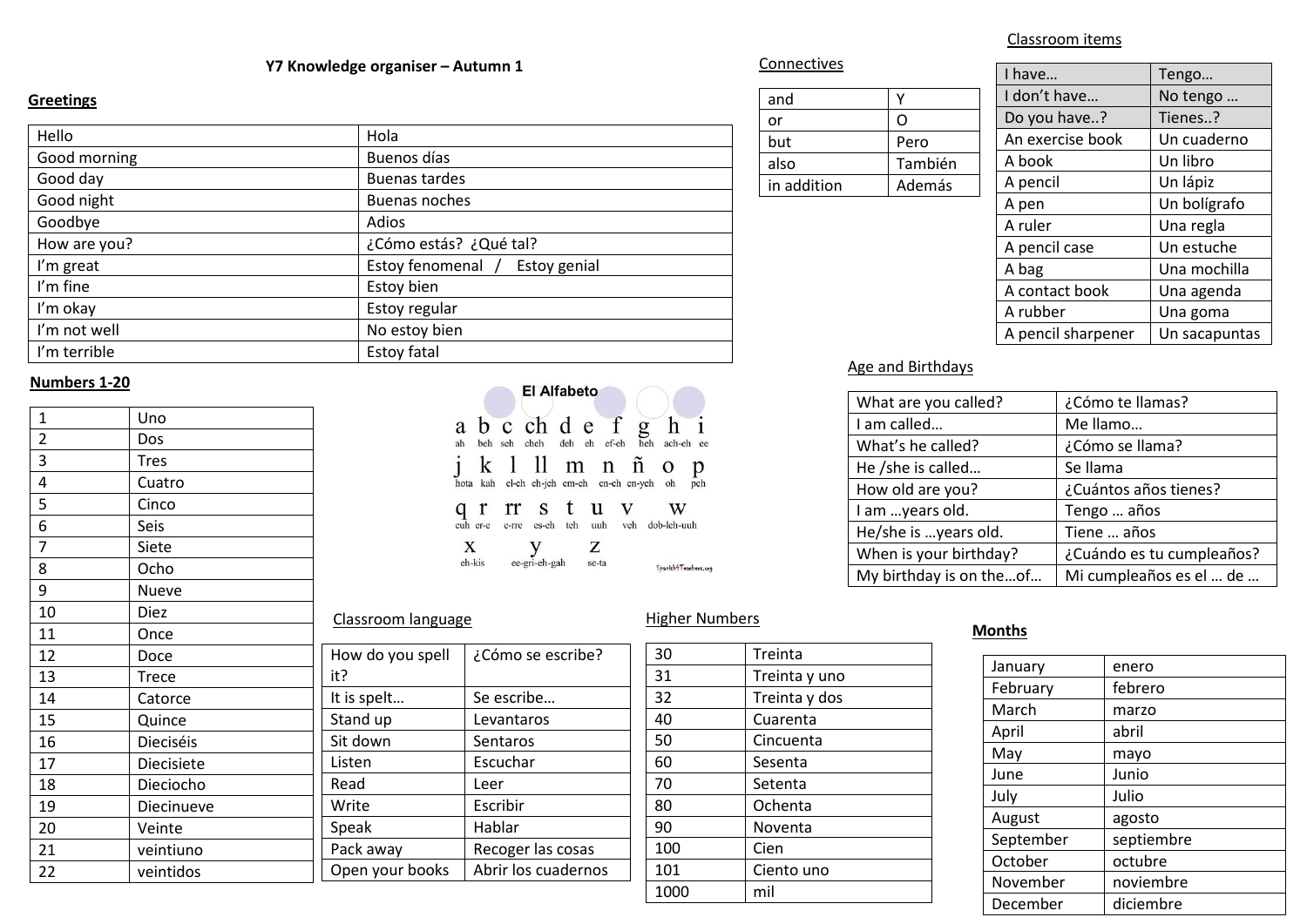# Y7 Knowledge organiser – Autumn 1

## Greetings

| Hello | Hola |
|---|---|
| Good morning | Buenos días |
| Good day | Buenas tardes |
| Good night | Buenas noches |
| Goodbye | Adios |
| How are you? | ¿Cómo estás? ¿Qué tal? |
| I'm great | Estoy fenomenal / Estoy genial |
| I'm fine | Estoy bien |
| I'm okay | Estoy regular |
| I'm not well | No estoy bien |
| I'm terrible | Estoy fatal |

## Numbers 1-20

| 1 | Uno |
|---|---|
| 2 | Dos |
| 3 | Tres |
| 4 | Cuatro |
| 5 | Cinco |
| 6 | Seis |
| 7 | Siete |
| 8 | Ocho |
| 9 | Nueve |
| 10 | Diez |
| 11 | Once |
| 12 | Doce |
| 13 | Trece |
| 14 | Catorce |
| 15 | Quince |
| 16 | Dieciséis |
| 17 | Diecisiete |
| 18 | Dieciocho |
| 19 | Diecinueve |
| 20 | Veinte |
| 21 | veintiuno |
| 22 | veintidos |

## El Alfabeto

a (ah) b (beh) c (seh) ch (cheh) d (deh) e (eh) f (ef-eh) g (heh) h (ach-eh) i (ee)
j (hota) k (kah) l (el-eh) ll (eh-yeh) m (em-eh) n (en-eh) ñ (en-yeh) o (oh) p (peh)
q (cuh) r (er-e) rr (e-rre) s (es-eh) t (teh) u (uuh) v (veh) w (dob-leh-uuh)
x (eh-kis) y (ee-gri-eh-gah) z (se-ta)

## Connectives

| and | Y |
|---|---|
| or | O |
| but | Pero |
| also | También |
| in addition | Además |

## Classroom items

| I have… | Tengo… |
|---|---|
| I don't have… | No tengo … |
| Do you have..? | Tienes..? |
| An exercise book | Un cuaderno |
| A book | Un libro |
| A pencil | Un lápiz |
| A pen | Un bolígrafo |
| A ruler | Una regla |
| A pencil case | Un estuche |
| A bag | Una mochilla |
| A contact book | Una agenda |
| A rubber | Una goma |
| A pencil sharpener | Un sacapuntas |

## Age and Birthdays

| What are you called? | ¿Cómo te llamas? |
|---|---|
| I am called… | Me llamo… |
| What's he called? | ¿Cómo se llama? |
| He /she is called… | Se llama |
| How old are you? | ¿Cuántos años tienes? |
| I am …years old. | Tengo … años |
| He/she is …years old. | Tiene … años |
| When is your birthday? | ¿Cuándo es tu cumpleaños? |
| My birthday is on the…of… | Mi cumpleaños es el … de … |

## Classroom language

| How do you spell it? | ¿Cómo se escribe? |
|---|---|
| It is spelt… | Se escribe… |
| Stand up | Levantaros |
| Sit down | Sentaros |
| Listen | Escuchar |
| Read | Leer |
| Write | Escribir |
| Speak | Hablar |
| Pack away | Recoger las cosas |
| Open your books | Abrir los cuadernos |

## Higher Numbers

| 30 | Treinta |
|---|---|
| 31 | Treinta y uno |
| 32 | Treinta y dos |
| 40 | Cuarenta |
| 50 | Cincuenta |
| 60 | Sesenta |
| 70 | Setenta |
| 80 | Ochenta |
| 90 | Noventa |
| 100 | Cien |
| 101 | Ciento uno |
| 1000 | mil |

## Months

| January | enero |
|---|---|
| February | febrero |
| March | marzo |
| April | abril |
| May | mayo |
| June | Junio |
| July | Julio |
| August | agosto |
| September | septiembre |
| October | octubre |
| November | noviembre |
| December | diciembre |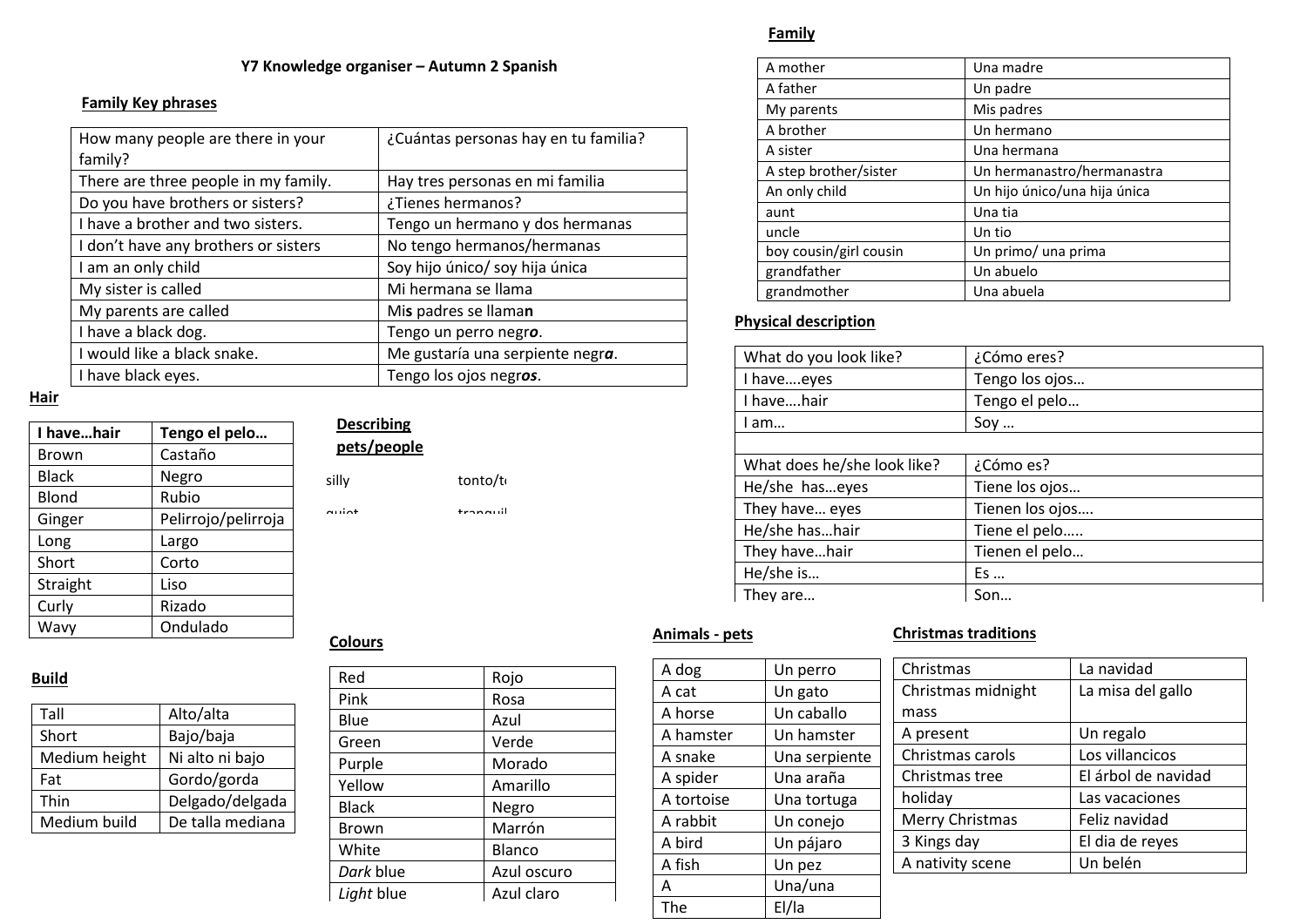# Y7 Knowledge organiser – Autumn 2 Spanish

## Family Key phrases

| | |
|---|---|
| How many people are there in your family? | ¿Cuántas personas hay en tu familia? |
| There are three people in my family. | Hay tres personas en mi familia |
| Do you have brothers or sisters? | ¿Tienes hermanos? |
| I have a brother and two sisters. | Tengo un hermano y dos hermanas |
| I don't have any brothers or sisters | No tengo hermanos/hermanas |
| I am an only child | Soy hijo único/ soy hija única |
| My sister is called | Mi hermana se llama |
| My parents are called | Mi**s** padres se llama**n** |
| I have a black dog. | Tengo un perro negr***o***. |
| I would like a black snake. | Me gustaría una serpiente negr***a***. |
| I have black eyes. | Tengo los ojos negr***os***. |

## Hair

| **I have…hair** | **Tengo el pelo…** |
|---|---|
| Brown | Castaño |
| Black | Negro |
| Blond | Rubio |
| Ginger | Pelirrojo/pelirroja |
| Long | Largo |
| Short | Corto |
| Straight | Liso |
| Curly | Rizado |
| Wavy | Ondulado |

## Describing pets/people

silly tonto/t…

quiet tranquil…

## Build

| | |
|---|---|
| Tall | Alto/alta |
| Short | Bajo/baja |
| Medium height | Ni alto ni bajo |
| Fat | Gordo/gorda |
| Thin | Delgado/delgada |
| Medium build | De talla mediana |

## Colours

| | |
|---|---|
| Red | Rojo |
| Pink | Rosa |
| Blue | Azul |
| Green | Verde |
| Purple | Morado |
| Yellow | Amarillo |
| Black | Negro |
| Brown | Marrón |
| White | Blanco |
| *Dark* blue | Azul oscuro |
| *Light* blue | Azul claro |

## Family

| | |
|---|---|
| A mother | Una madre |
| A father | Un padre |
| My parents | Mis padres |
| A brother | Un hermano |
| A sister | Una hermana |
| A step brother/sister | Un hermanastro/hermanastra |
| An only child | Un hijo único/una hija única |
| aunt | Una tia |
| uncle | Un tio |
| boy cousin/girl cousin | Un primo/ una prima |
| grandfather | Un abuelo |
| grandmother | Una abuela |

## Physical description

| | |
|---|---|
| What do you look like? | ¿Cómo eres? |
| I have….eyes | Tengo los ojos… |
| I have….hair | Tengo el pelo… |
| I am… | Soy … |
| | |
| What does he/she look like? | ¿Cómo es? |
| He/she has…eyes | Tiene los ojos… |
| They have… eyes | Tienen los ojos…. |
| He/she has…hair | Tiene el pelo….. |
| They have…hair | Tienen el pelo… |
| He/she is… | Es … |
| They are… | Son… |

## Animals - pets

| | |
|---|---|
| A dog | Un perro |
| A cat | Un gato |
| A horse | Un caballo |
| A hamster | Un hamster |
| A snake | Una serpiente |
| A spider | Una araña |
| A tortoise | Una tortuga |
| A rabbit | Un conejo |
| A bird | Un pájaro |
| A fish | Un pez |
| A | Una/una |
| The | El/la |

## Christmas traditions

| | |
|---|---|
| Christmas | La navidad |
| Christmas midnight mass | La misa del gallo |
| A present | Un regalo |
| Christmas carols | Los villancicos |
| Christmas tree | El árbol de navidad |
| holiday | Las vacaciones |
| Merry Christmas | Feliz navidad |
| 3 Kings day | El dia de reyes |
| A nativity scene | Un belén |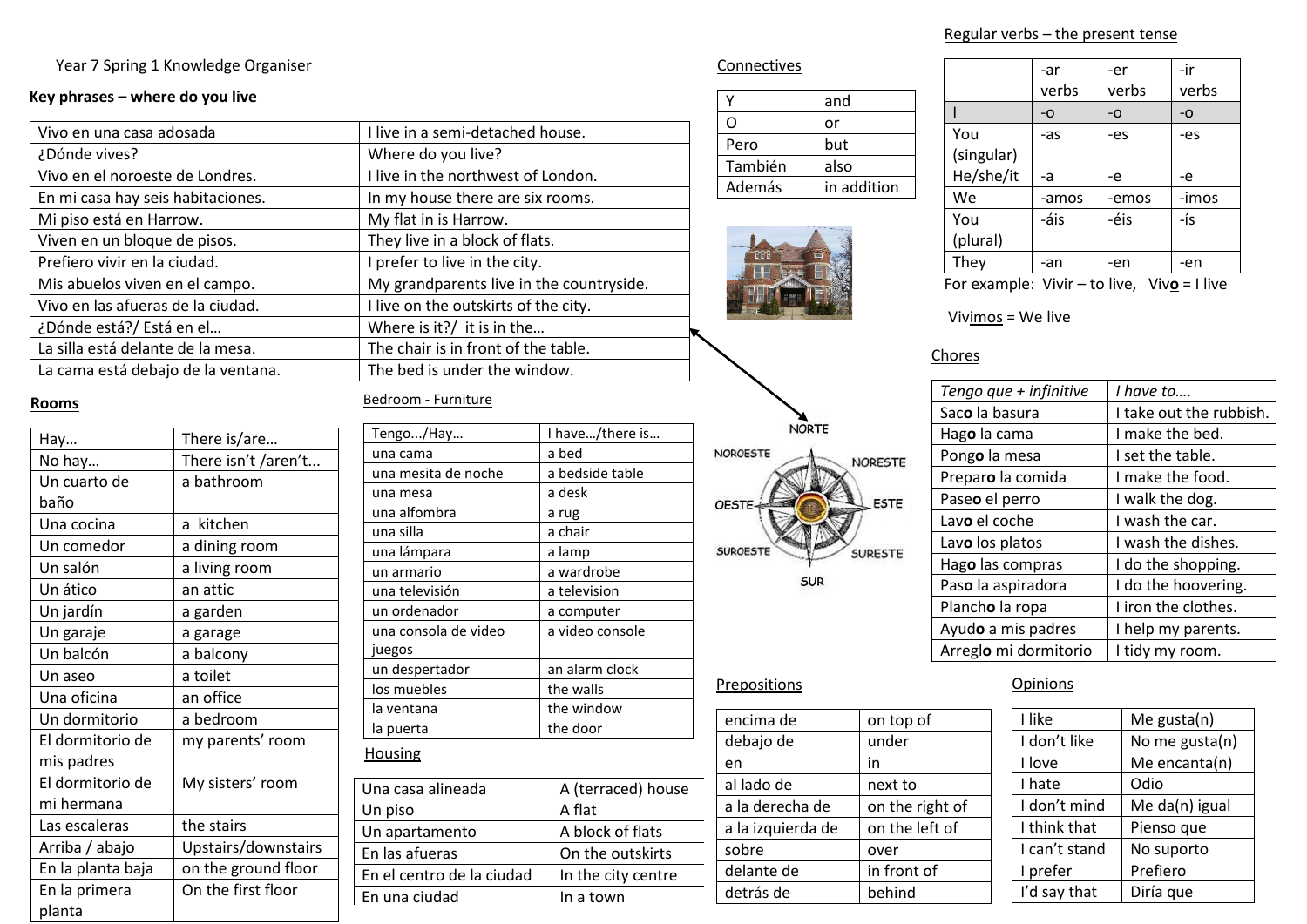Year 7 Spring 1 Knowledge Organiser

## Key phrases – where do you live

| | |
|---|---|
| Vivo en una casa adosada | I live in a semi-detached house. |
| ¿Dónde vives? | Where do you live? |
| Vivo en el noroeste de Londres. | I live in the northwest of London. |
| En mi casa hay seis habitaciones. | In my house there are six rooms. |
| Mi piso está en Harrow. | My flat in is Harrow. |
| Viven en un bloque de pisos. | They live in a block of flats. |
| Prefiero vivir en la ciudad. | I prefer to live in the city. |
| Mis abuelos viven en el campo. | My grandparents live in the countryside. |
| Vivo en las afueras de la ciudad. | I live on the outskirts of the city. |
| ¿Dónde está?/ Está en el… | Where is it?/ it is in the… |
| La silla está delante de la mesa. | The chair is in front of the table. |
| La cama está debajo de la ventana. | The bed is under the window. |

## Rooms

| | |
|---|---|
| Hay… | There is/are… |
| No hay… | There isn't /aren't... |
| Un cuarto de baño | a bathroom |
| Una cocina | a kitchen |
| Un comedor | a dining room |
| Un salón | a living room |
| Un ático | an attic |
| Un jardín | a garden |
| Un garaje | a garage |
| Un balcón | a balcony |
| Un aseo | a toilet |
| Una oficina | an office |
| Un dormitorio | a bedroom |
| El dormitorio de mis padres | my parents' room |
| El dormitorio de mi hermana | My sisters' room |
| Las escaleras | the stairs |
| Arriba / abajo | Upstairs/downstairs |
| En la planta baja | on the ground floor |
| En la primera planta | On the first floor |

## Bedroom - Furniture

| | |
|---|---|
| Tengo.../Hay… | I have…/there is… |
| una cama | a bed |
| una mesita de noche | a bedside table |
| una mesa | a desk |
| una alfombra | a rug |
| una silla | a chair |
| una lámpara | a lamp |
| un armario | a wardrobe |
| una televisión | a television |
| un ordenador | a computer |
| una consola de video juegos | a video console |
| un despertador | an alarm clock |
| los muebles | the walls |
| la ventana | the window |
| la puerta | the door |

## Housing

| | |
|---|---|
| Una casa alineada | A (terraced) house |
| Un piso | A flat |
| Un apartamento | A block of flats |
| En las afueras | On the outskirts |
| En el centro de la ciudad | In the city centre |
| En una ciudad | In a town |

## Connectives

| | |
|---|---|
| Y | and |
| O | or |
| Pero | but |
| También | also |
| Además | in addition |

NORTE, NOROESTE, NORESTE, OESTE, ESTE, SUROESTE, SURESTE, SUR

## Prepositions

| | |
|---|---|
| encima de | on top of |
| debajo de | under |
| en | in |
| al lado de | next to |
| a la derecha de | on the right of |
| a la izquierda de | on the left of |
| sobre | over |
| delante de | in front of |
| detrás de | behind |

## Regular verbs – the present tense

| | -ar verbs | -er verbs | -ir verbs |
|---|---|---|---|
| I | -o | -o | -o |
| You (singular) | -as | -es | -es |
| He/she/it | -a | -e | -e |
| We | -amos | -emos | -imos |
| You (plural) | -áis | -éis | -ís |
| They | -an | -en | -en |

For example: Vivir – to live, Viv**o** = I live

Viv**imos** = We live

## Chores

| *Tengo que + infinitive* | *I have to….* |
|---|---|
| Sac**o** la basura | I take out the rubbish. |
| Hag**o** la cama | I make the bed. |
| Pong**o** la mesa | I set the table. |
| Prepar**o** la comida | I make the food. |
| Pase**o** el perro | I walk the dog. |
| Lav**o** el coche | I wash the car. |
| Lav**o** los platos | I wash the dishes. |
| Hag**o** las compras | I do the shopping. |
| Pas**o** la aspiradora | I do the hoovering. |
| Planch**o** la ropa | I iron the clothes. |
| Ayud**o** a mis padres | I help my parents. |
| Arregl**o** mi dormitorio | I tidy my room. |

## Opinions

| | |
|---|---|
| I like | Me gusta(n) |
| I don't like | No me gusta(n) |
| I love | Me encanta(n) |
| I hate | Odio |
| I don't mind | Me da(n) igual |
| I think that | Pienso que |
| I can't stand | No suporto |
| I prefer | Prefiero |
| I'd say that | Diría que |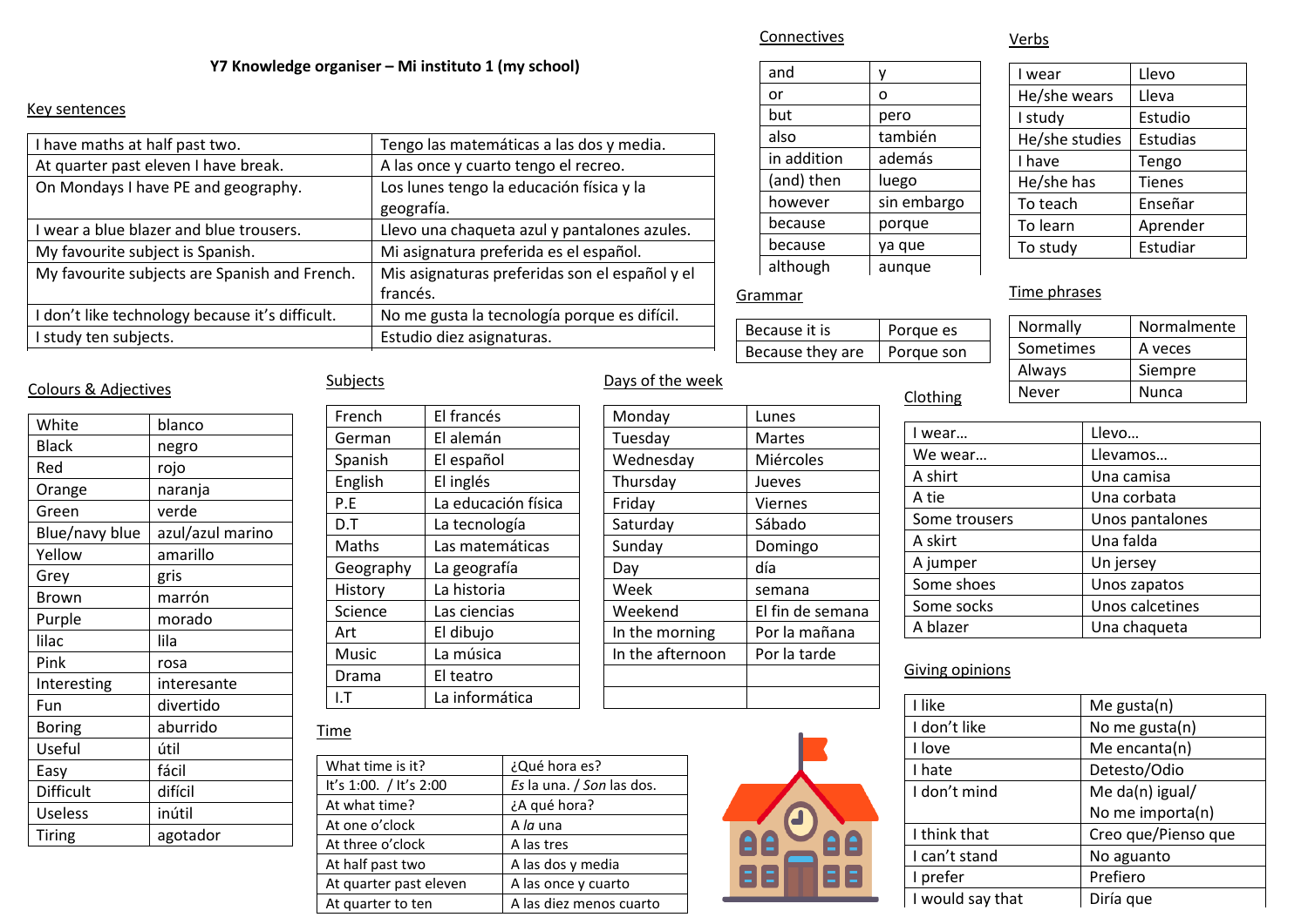# Y7 Knowledge organiser – Mi instituto 1 (my school)

## Key sentences

| | |
|---|---|
| I have maths at half past two. | Tengo las matemáticas a las dos y media. |
| At quarter past eleven I have break. | A las once y cuarto tengo el recreo. |
| On Mondays I have PE and geography. | Los lunes tengo la educación física y la geografía. |
| I wear a blue blazer and blue trousers. | Llevo una chaqueta azul y pantalones azules. |
| My favourite subject is Spanish. | Mi asignatura preferida es el español. |
| My favourite subjects are Spanish and French. | Mis asignaturas preferidas son el español y el francés. |
| I don't like technology because it's difficult. | No me gusta la tecnología porque es difícil. |
| I study ten subjects. | Estudio diez asignaturas. |

## Connectives

| | |
|---|---|
| and | y |
| or | o |
| but | pero |
| also | también |
| in addition | además |
| (and) then | luego |
| however | sin embargo |
| because | porque |
| because | ya que |
| although | aunque |

## Grammar

| | |
|---|---|
| Because it is | Porque es |
| Because they are | Porque son |

## Verbs

| | |
|---|---|
| I wear | Llevo |
| He/she wears | Lleva |
| I study | Estudio |
| He/she studies | Estudias |
| I have | Tengo |
| He/she has | Tienes |
| To teach | Enseñar |
| To learn | Aprender |
| To study | Estudiar |

## Time phrases

| | |
|---|---|
| Normally | Normalmente |
| Sometimes | A veces |
| Always | Siempre |
| Never | Nunca |

## Colours & Adjectives

| | |
|---|---|
| White | blanco |
| Black | negro |
| Red | rojo |
| Orange | naranja |
| Green | verde |
| Blue/navy blue | azul/azul marino |
| Yellow | amarillo |
| Grey | gris |
| Brown | marrón |
| Purple | morado |
| lilac | lila |
| Pink | rosa |
| Interesting | interesante |
| Fun | divertido |
| Boring | aburrido |
| Useful | útil |
| Easy | fácil |
| Difficult | difícil |
| Useless | inútil |
| Tiring | agotador |

## Subjects

| | |
|---|---|
| French | El francés |
| German | El alemán |
| Spanish | El español |
| English | El inglés |
| P.E | La educación física |
| D.T | La tecnología |
| Maths | Las matemáticas |
| Geography | La geografía |
| History | La historia |
| Science | Las ciencias |
| Art | El dibujo |
| Music | La música |
| Drama | El teatro |
| I.T | La informática |

## Days of the week

| | |
|---|---|
| Monday | Lunes |
| Tuesday | Martes |
| Wednesday | Miércoles |
| Thursday | Jueves |
| Friday | Viernes |
| Saturday | Sábado |
| Sunday | Domingo |
| Day | día |
| Week | semana |
| Weekend | El fin de semana |
| In the morning | Por la mañana |
| In the afternoon | Por la tarde |
| | |
| | |

## Time

| | |
|---|---|
| What time is it? | ¿Qué hora es? |
| It's 1:00. / It's 2:00 | *Es* la una. / *Son* las dos. |
| At what time? | ¿A qué hora? |
| At one o'clock | A *la* una |
| At three o'clock | A las tres |
| At half past two | A las dos y media |
| At quarter past eleven | A las once y cuarto |
| At quarter to ten | A las diez menos cuarto |

## Clothing

| | |
|---|---|
| I wear… | Llevo… |
| We wear… | Llevamos… |
| A shirt | Una camisa |
| A tie | Una corbata |
| Some trousers | Unos pantalones |
| A skirt | Una falda |
| A jumper | Un jersey |
| Some shoes | Unos zapatos |
| Some socks | Unos calcetines |
| A blazer | Una chaqueta |

## Giving opinions

| | |
|---|---|
| I like | Me gusta(n) |
| I don't like | No me gusta(n) |
| I love | Me encanta(n) |
| I hate | Detesto/Odio |
| I don't mind | Me da(n) igual/ No me importa(n) |
| I think that | Creo que/Pienso que |
| I can't stand | No aguanto |
| I prefer | Prefiero |
| I would say that | Diría que |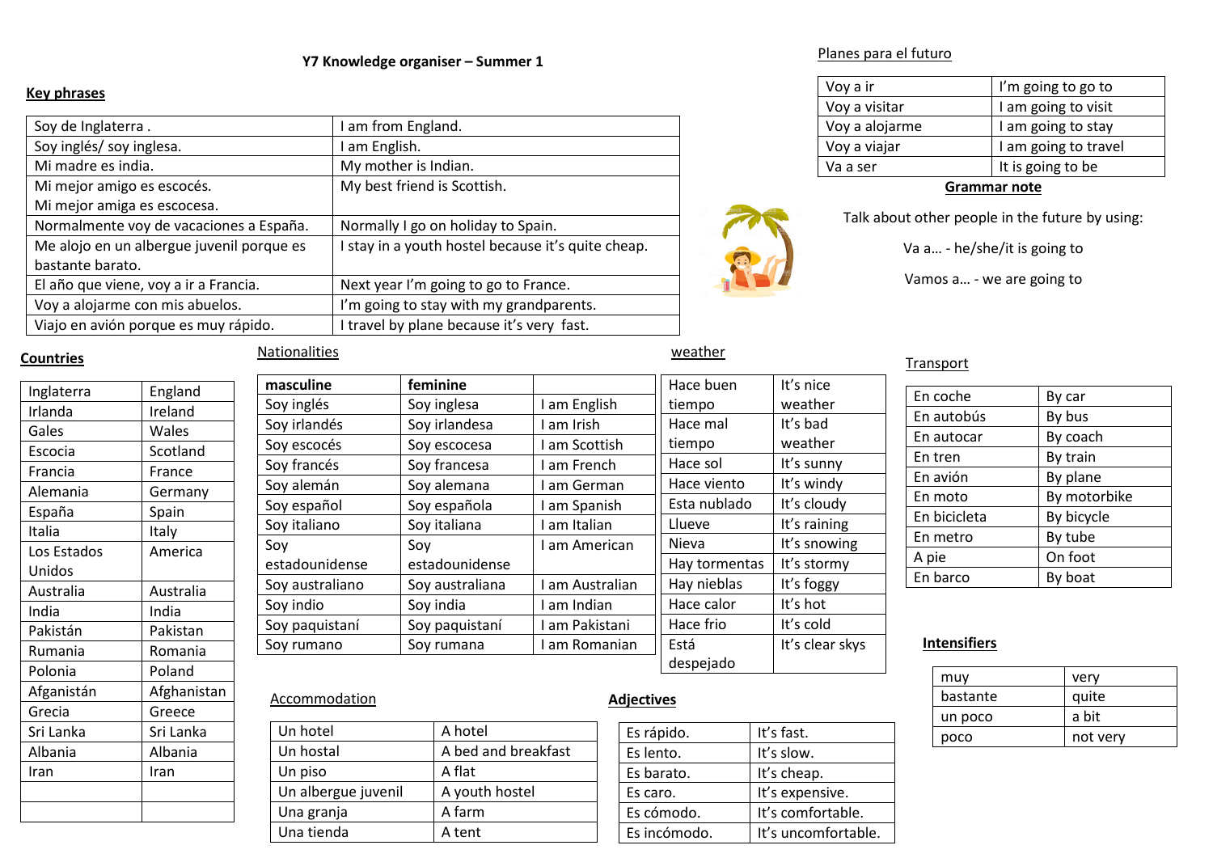# Y7 Knowledge organiser – Summer 1

## Key phrases

| | |
|---|---|
| Soy de Inglaterra . | I am from England. |
| Soy inglés/ soy inglesa. | I am English. |
| Mi madre es india. | My mother is Indian. |
| Mi mejor amigo es escocés. Mi mejor amiga es escocesa. | My best friend is Scottish. |
| Normalmente voy de vacaciones a España. | Normally I go on holiday to Spain. |
| Me alojo en un albergue juvenil porque es bastante barato. | I stay in a youth hostel because it's quite cheap. |
| El año que viene, voy a ir a Francia. | Next year I'm going to go to France. |
| Voy a alojarme con mis abuelos. | I'm going to stay with my grandparents. |
| Viajo en avión porque es muy rápido. | I travel by plane because it's very fast. |

## Planes para el futuro

| | |
|---|---|
| Voy a ir | I'm going to go to |
| Voy a visitar | I am going to visit |
| Voy a alojarme | I am going to stay |
| Voy a viajar | I am going to travel |
| Va a ser | It is going to be |

### Grammar note

Talk about other people in the future by using:

Va a… - he/she/it is going to

Vamos a… - we are going to

## Countries

| | |
|---|---|
| Inglaterra | England |
| Irlanda | Ireland |
| Gales | Wales |
| Escocia | Scotland |
| Francia | France |
| Alemania | Germany |
| España | Spain |
| Italia | Italy |
| Los Estados Unidos | America |
| Australia | Australia |
| India | India |
| Pakistán | Pakistan |
| Rumania | Romania |
| Polonia | Poland |
| Afganistán | Afghanistan |
| Grecia | Greece |
| Sri Lanka | Sri Lanka |
| Albania | Albania |
| Iran | Iran |
| | |
| | |

## Nationalities

| masculine | feminine | |
|---|---|---|
| Soy inglés | Soy inglesa | I am English |
| Soy irlandés | Soy irlandesa | I am Irish |
| Soy escocés | Soy escocesa | I am Scottish |
| Soy francés | Soy francesa | I am French |
| Soy alemán | Soy alemana | I am German |
| Soy español | Soy española | I am Spanish |
| Soy italiano | Soy italiana | I am Italian |
| Soy estadounidense | Soy estadounidense | I am American |
| Soy australiano | Soy australiana | I am Australian |
| Soy indio | Soy india | I am Indian |
| Soy paquistaní | Soy paquistaní | I am Pakistani |
| Soy rumano | Soy rumana | I am Romanian |

## weather

| | |
|---|---|
| Hace buen tiempo | It's nice weather |
| Hace mal tiempo | It's bad weather |
| Hace sol | It's sunny |
| Hace viento | It's windy |
| Esta nublado | It's cloudy |
| Llueve | It's raining |
| Nieva | It's snowing |
| Hay tormentas | It's stormy |
| Hay nieblas | It's foggy |
| Hace calor | It's hot |
| Hace frio | It's cold |
| Está despejado | It's clear skys |

## Transport

| | |
|---|---|
| En coche | By car |
| En autobús | By bus |
| En autocar | By coach |
| En tren | By train |
| En avión | By plane |
| En moto | By motorbike |
| En bicicleta | By bicycle |
| En metro | By tube |
| A pie | On foot |
| En barco | By boat |

## Intensifiers

| | |
|---|---|
| muy | very |
| bastante | quite |
| un poco | a bit |
| poco | not very |

## Accommodation

| | |
|---|---|
| Un hotel | A hotel |
| Un hostal | A bed and breakfast |
| Un piso | A flat |
| Un albergue juvenil | A youth hostel |
| Una granja | A farm |
| Una tienda | A tent |

## Adjectives

| | |
|---|---|
| Es rápido. | It's fast. |
| Es lento. | It's slow. |
| Es barato. | It's cheap. |
| Es caro. | It's expensive. |
| Es cómodo. | It's comfortable. |
| Es incómodo. | It's uncomfortable. |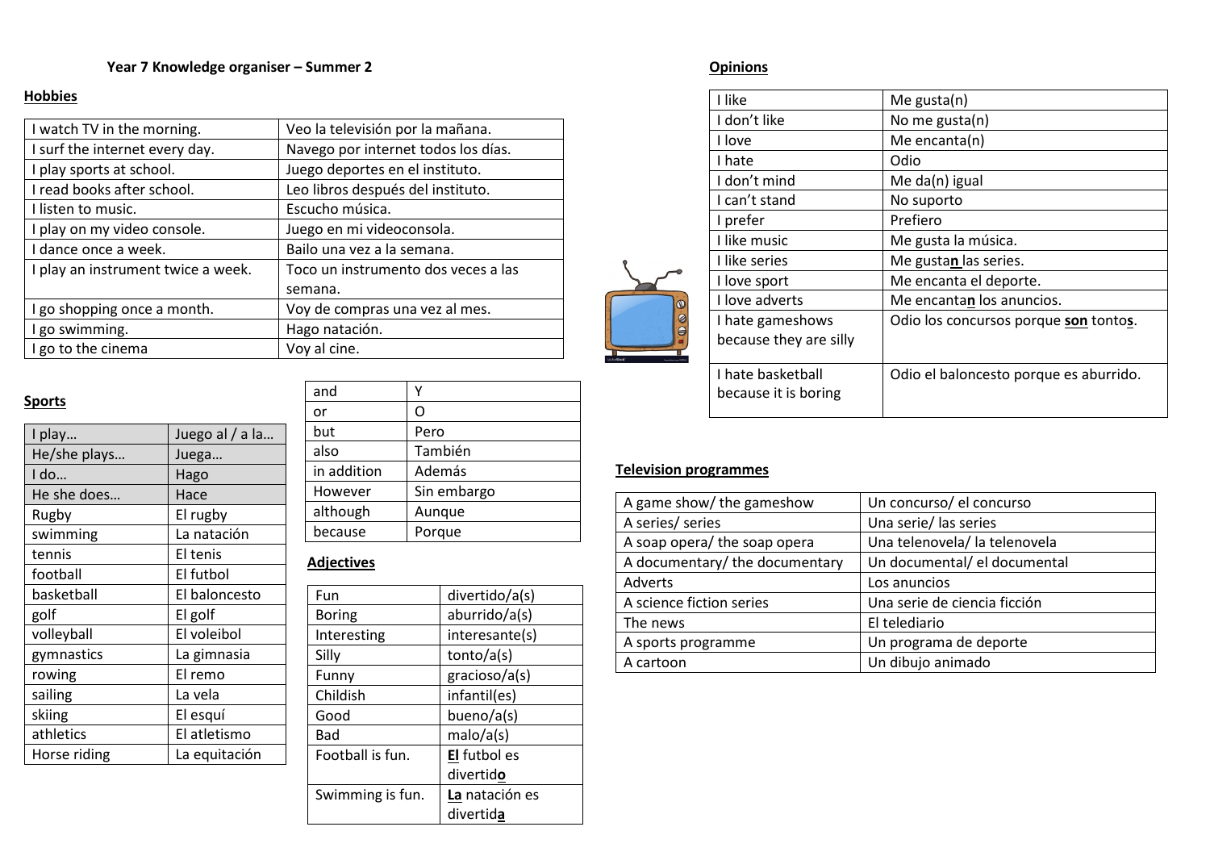**Year 7 Knowledge organiser – Summer 2**

**Hobbies**

| | |
|---|---|
| I watch TV in the morning. | Veo la televisión por la mañana. |
| I surf the internet every day. | Navego por internet todos los días. |
| I play sports at school. | Juego deportes en el instituto. |
| I read books after school. | Leo libros después del instituto. |
| I listen to music. | Escucho música. |
| I play on my video console. | Juego en mi videoconsola. |
| I dance once a week. | Bailo una vez a la semana. |
| I play an instrument twice a week. | Toco un instrumento dos veces a las semana. |
| I go shopping once a month. | Voy de compras una vez al mes. |
| I go swimming. | Hago natación. |
| I go to the cinema | Voy al cine. |

**Sports**

| | |
|---|---|
| I play… | Juego al / a la… |
| He/she plays… | Juega… |
| I do… | Hago |
| He she does… | Hace |
| Rugby | El rugby |
| swimming | La natación |
| tennis | El tenis |
| football | El futbol |
| basketball | El baloncesto |
| golf | El golf |
| volleyball | El voleibol |
| gymnastics | La gimnasia |
| rowing | El remo |
| sailing | La vela |
| skiing | El esquí |
| athletics | El atletismo |
| Horse riding | La equitación |

| | |
|---|---|
| and | Y |
| or | O |
| but | Pero |
| also | También |
| in addition | Además |
| However | Sin embargo |
| although | Aunque |
| because | Porque |

**Adjectives**

| | |
|---|---|
| Fun | divertido/a(s) |
| Boring | aburrido/a(s) |
| Interesting | interesante(s) |
| Silly | tonto/a(s) |
| Funny | gracioso/a(s) |
| Childish | infantil(es) |
| Good | bueno/a(s) |
| Bad | malo/a(s) |
| Football is fun. | **El** futbol es divertid**o** |
| Swimming is fun. | **La** natación es divertid**a** |

**Opinions**

| | |
|---|---|
| I like | Me gusta(n) |
| I don't like | No me gusta(n) |
| I love | Me encanta(n) |
| I hate | Odio |
| I don't mind | Me da(n) igual |
| I can't stand | No suporto |
| I prefer | Prefiero |
| I like music | Me gusta la música. |
| I like series | Me gusta**n** las series. |
| I love sport | Me encanta el deporte. |
| I love adverts | Me encanta**n** los anuncios. |
| I hate gameshows because they are silly | Odio los concursos porque **son** tonto**s**. |
| I hate basketball because it is boring | Odio el baloncesto porque es aburrido. |

**Television programmes**

| | |
|---|---|
| A game show/ the gameshow | Un concurso/ el concurso |
| A series/ series | Una serie/ las series |
| A soap opera/ the soap opera | Una telenovela/ la telenovela |
| A documentary/ the documentary | Un documental/ el documental |
| Adverts | Los anuncios |
| A science fiction series | Una serie de ciencia ficción |
| The news | El telediario |
| A sports programme | Un programa de deporte |
| A cartoon | Un dibujo animado |